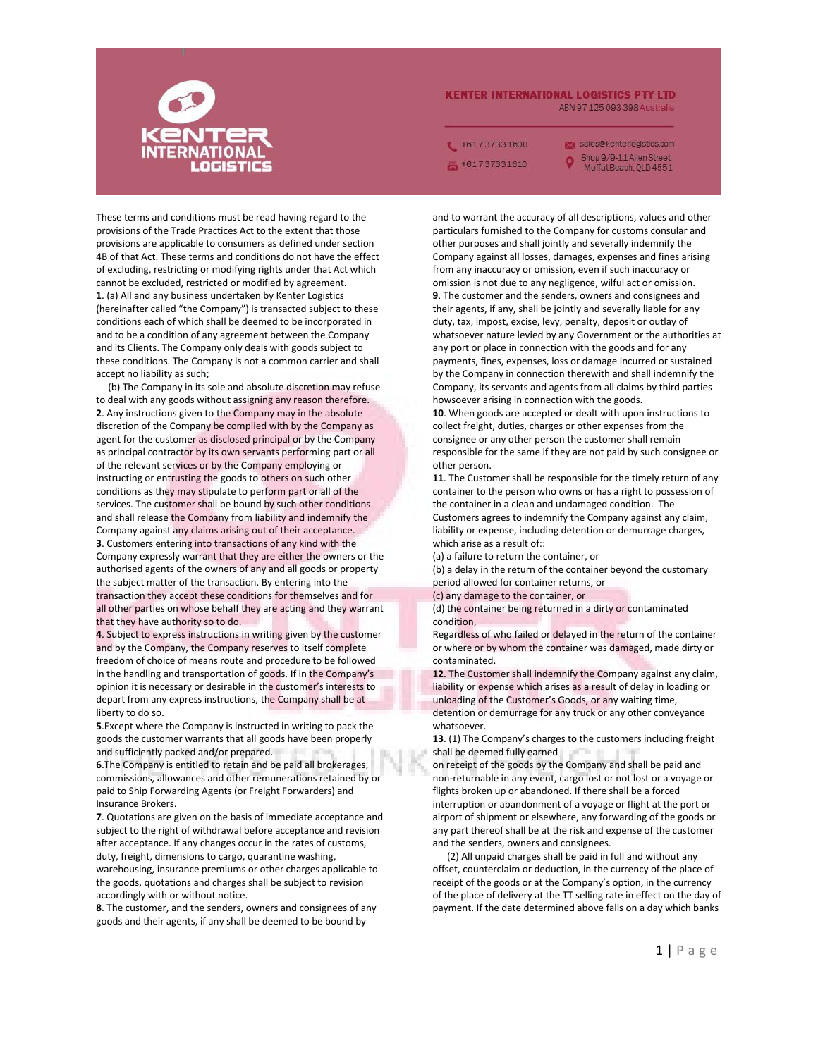**KENTER INTERNATIONAL LOGISTICS PTY LTD**
ABN 97 125 093 398 Australia

+61 7 3733 1600 | sales@kenterlogistics.com
+61 7 3733 1610 | Shop 9/9-11 Allen Street, Moffat Beach, QLD 4551

These terms and conditions must be read having regard to the provisions of the Trade Practices Act to the extent that those provisions are applicable to consumers as defined under section 4B of that Act. These terms and conditions do not have the effect of excluding, restricting or modifying rights under that Act which cannot be excluded, restricted or modified by agreement.

**1**. (a) All and any business undertaken by Kenter Logistics (hereinafter called "the Company") is transacted subject to these conditions each of which shall be deemed to be incorporated in and to be a condition of any agreement between the Company and its Clients. The Company only deals with goods subject to these conditions. The Company is not a common carrier and shall accept no liability as such;

(b) The Company in its sole and absolute discretion may refuse to deal with any goods without assigning any reason therefore.

**2**. Any instructions given to the Company may in the absolute discretion of the Company be complied with by the Company as agent for the customer as disclosed principal or by the Company as principal contractor by its own servants performing part or all of the relevant services or by the Company employing or instructing or entrusting the goods to others on such other conditions as they may stipulate to perform part or all of the services. The customer shall be bound by such other conditions and shall release the Company from liability and indemnify the Company against any claims arising out of their acceptance.

**3**. Customers entering into transactions of any kind with the Company expressly warrant that they are either the owners or the authorised agents of the owners of any and all goods or property the subject matter of the transaction. By entering into the transaction they accept these conditions for themselves and for all other parties on whose behalf they are acting and they warrant that they have authority so to do.

**4**. Subject to express instructions in writing given by the customer and by the Company, the Company reserves to itself complete freedom of choice of means route and procedure to be followed in the handling and transportation of goods. If in the Company's opinion it is necessary or desirable in the customer's interests to depart from any express instructions, the Company shall be at liberty to do so.

**5**.Except where the Company is instructed in writing to pack the goods the customer warrants that all goods have been properly and sufficiently packed and/or prepared.

**6**.The Company is entitled to retain and be paid all brokerages, commissions, allowances and other remunerations retained by or paid to Ship Forwarding Agents (or Freight Forwarders) and Insurance Brokers.

**7**. Quotations are given on the basis of immediate acceptance and subject to the right of withdrawal before acceptance and revision after acceptance. If any changes occur in the rates of customs, duty, freight, dimensions to cargo, quarantine washing, warehousing, insurance premiums or other charges applicable to the goods, quotations and charges shall be subject to revision accordingly with or without notice.

**8**. The customer, and the senders, owners and consignees of any goods and their agents, if any shall be deemed to be bound by and to warrant the accuracy of all descriptions, values and other particulars furnished to the Company for customs consular and other purposes and shall jointly and severally indemnify the Company against all losses, damages, expenses and fines arising from any inaccuracy or omission, even if such inaccuracy or omission is not due to any negligence, wilful act or omission.

**9**. The customer and the senders, owners and consignees and their agents, if any, shall be jointly and severally liable for any duty, tax, impost, excise, levy, penalty, deposit or outlay of whatsoever nature levied by any Government or the authorities at any port or place in connection with the goods and for any payments, fines, expenses, loss or damage incurred or sustained by the Company in connection therewith and shall indemnify the Company, its servants and agents from all claims by third parties howsoever arising in connection with the goods.

**10**. When goods are accepted or dealt with upon instructions to collect freight, duties, charges or other expenses from the consignee or any other person the customer shall remain responsible for the same if they are not paid by such consignee or other person.

**11**. The Customer shall be responsible for the timely return of any container to the person who owns or has a right to possession of the container in a clean and undamaged condition. The Customers agrees to indemnify the Company against any claim, liability or expense, including detention or demurrage charges, which arise as a result of::

(a) a failure to return the container, or

(b) a delay in the return of the container beyond the customary period allowed for container returns, or

(c) any damage to the container, or

(d) the container being returned in a dirty or contaminated condition,

Regardless of who failed or delayed in the return of the container or where or by whom the container was damaged, made dirty or contaminated.

**12**. The Customer shall indemnify the Company against any claim, liability or expense which arises as a result of delay in loading or unloading of the Customer's Goods, or any waiting time, detention or demurrage for any truck or any other conveyance whatsoever.

**13**. (1) The Company's charges to the customers including freight shall be deemed fully earned on receipt of the goods by the Company and shall be paid and non-returnable in any event, cargo lost or not lost or a voyage or flights broken up or abandoned. If there shall be a forced interruption or abandonment of a voyage or flight at the port or airport of shipment or elsewhere, any forwarding of the goods or any part thereof shall be at the risk and expense of the customer and the senders, owners and consignees.

(2) All unpaid charges shall be paid in full and without any offset, counterclaim or deduction, in the currency of the place of receipt of the goods or at the Company's option, in the currency of the place of delivery at the TT selling rate in effect on the day of payment. If the date determined above falls on a day which banks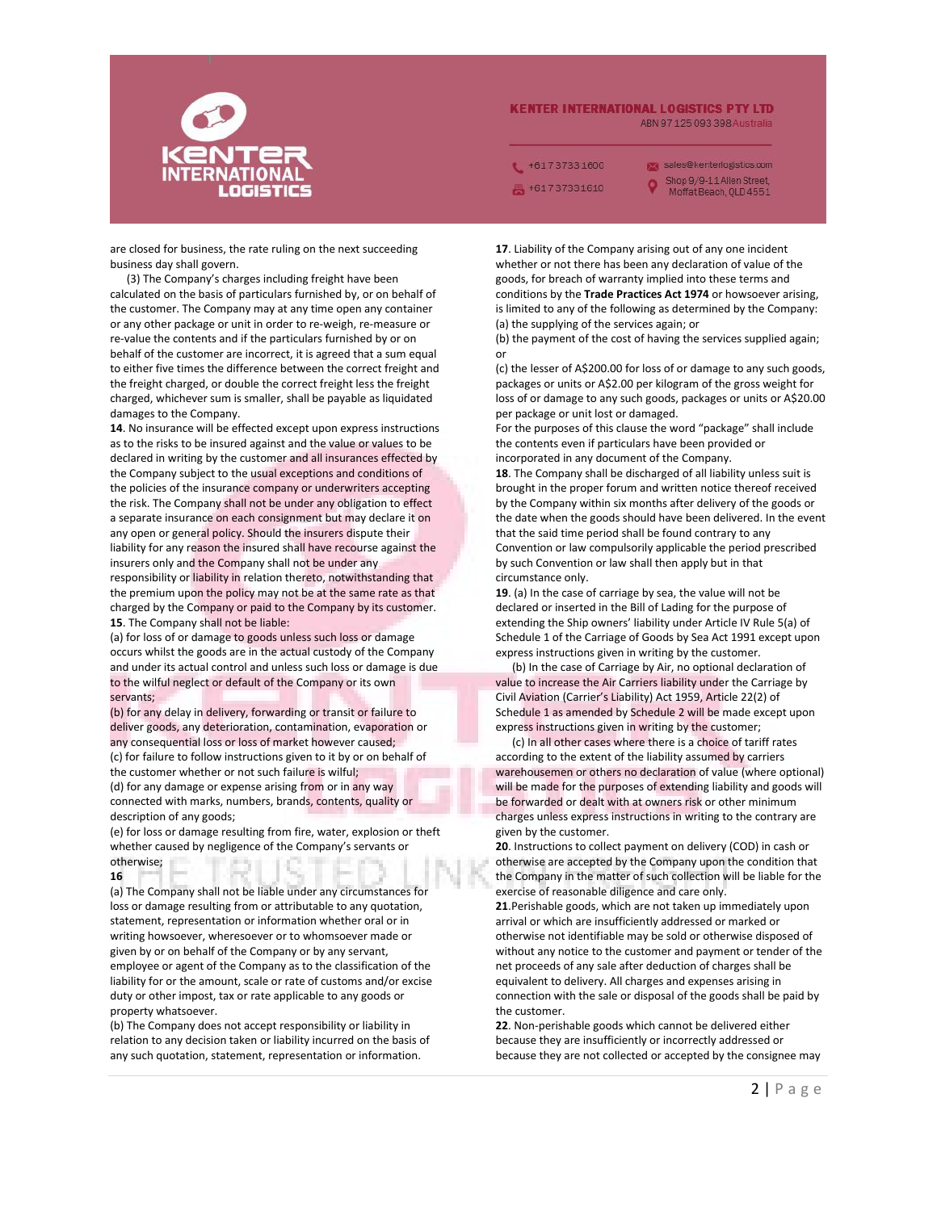are closed for business, the rate ruling on the next succeeding business day shall govern.

(3) The Company's charges including freight have been calculated on the basis of particulars furnished by, or on behalf of the customer. The Company may at any time open any container or any other package or unit in order to re-weigh, re-measure or re-value the contents and if the particulars furnished by or on behalf of the customer are incorrect, it is agreed that a sum equal to either five times the difference between the correct freight and the freight charged, or double the correct freight less the freight charged, whichever sum is smaller, shall be payable as liquidated damages to the Company.

**14**. No insurance will be effected except upon express instructions as to the risks to be insured against and the value or values to be declared in writing by the customer and all insurances effected by the Company subject to the usual exceptions and conditions of the policies of the insurance company or underwriters accepting the risk. The Company shall not be under any obligation to effect a separate insurance on each consignment but may declare it on any open or general policy. Should the insurers dispute their liability for any reason the insured shall have recourse against the insurers only and the Company shall not be under any responsibility or liability in relation thereto, notwithstanding that the premium upon the policy may not be at the same rate as that charged by the Company or paid to the Company by its customer.

**15**. The Company shall not be liable:

(a) for loss of or damage to goods unless such loss or damage occurs whilst the goods are in the actual custody of the Company and under its actual control and unless such loss or damage is due to the wilful neglect or default of the Company or its own servants;

(b) for any delay in delivery, forwarding or transit or failure to deliver goods, any deterioration, contamination, evaporation or any consequential loss or loss of market however caused;

(c) for failure to follow instructions given to it by or on behalf of the customer whether or not such failure is wilful;

(d) for any damage or expense arising from or in any way connected with marks, numbers, brands, contents, quality or description of any goods;

(e) for loss or damage resulting from fire, water, explosion or theft whether caused by negligence of the Company's servants or otherwise;

**16**

(a) The Company shall not be liable under any circumstances for loss or damage resulting from or attributable to any quotation, statement, representation or information whether oral or in writing howsoever, wheresoever or to whomsoever made or given by or on behalf of the Company or by any servant, employee or agent of the Company as to the classification of the liability for or the amount, scale or rate of customs and/or excise duty or other impost, tax or rate applicable to any goods or property whatsoever.

(b) The Company does not accept responsibility or liability in relation to any decision taken or liability incurred on the basis of any such quotation, statement, representation or information.

**17**. Liability of the Company arising out of any one incident whether or not there has been any declaration of value of the goods, for breach of warranty implied into these terms and conditions by the **Trade Practices Act 1974** or howsoever arising, is limited to any of the following as determined by the Company:

(a) the supplying of the services again; or

(b) the payment of the cost of having the services supplied again; or

(c) the lesser of A$200.00 for loss of or damage to any such goods, packages or units or A$2.00 per kilogram of the gross weight for loss of or damage to any such goods, packages or units or A$20.00 per package or unit lost or damaged.

For the purposes of this clause the word "package" shall include the contents even if particulars have been provided or incorporated in any document of the Company.

**18**. The Company shall be discharged of all liability unless suit is brought in the proper forum and written notice thereof received by the Company within six months after delivery of the goods or the date when the goods should have been delivered. In the event that the said time period shall be found contrary to any Convention or law compulsorily applicable the period prescribed by such Convention or law shall then apply but in that circumstance only.

**19**. (a) In the case of carriage by sea, the value will not be declared or inserted in the Bill of Lading for the purpose of extending the Ship owners' liability under Article IV Rule 5(a) of Schedule 1 of the Carriage of Goods by Sea Act 1991 except upon express instructions given in writing by the customer.

(b) In the case of Carriage by Air, no optional declaration of value to increase the Air Carriers liability under the Carriage by Civil Aviation (Carrier's Liability) Act 1959, Article 22(2) of Schedule 1 as amended by Schedule 2 will be made except upon express instructions given in writing by the customer;

(c) In all other cases where there is a choice of tariff rates according to the extent of the liability assumed by carriers warehousemen or others no declaration of value (where optional) will be made for the purposes of extending liability and goods will be forwarded or dealt with at owners risk or other minimum charges unless express instructions in writing to the contrary are given by the customer.

**20**. Instructions to collect payment on delivery (COD) in cash or otherwise are accepted by the Company upon the condition that the Company in the matter of such collection will be liable for the exercise of reasonable diligence and care only.

**21**.Perishable goods, which are not taken up immediately upon arrival or which are insufficiently addressed or marked or otherwise not identifiable may be sold or otherwise disposed of without any notice to the customer and payment or tender of the net proceeds of any sale after deduction of charges shall be equivalent to delivery. All charges and expenses arising in connection with the sale or disposal of the goods shall be paid by the customer.

**22**. Non-perishable goods which cannot be delivered either because they are insufficiently or incorrectly addressed or because they are not collected or accepted by the consignee may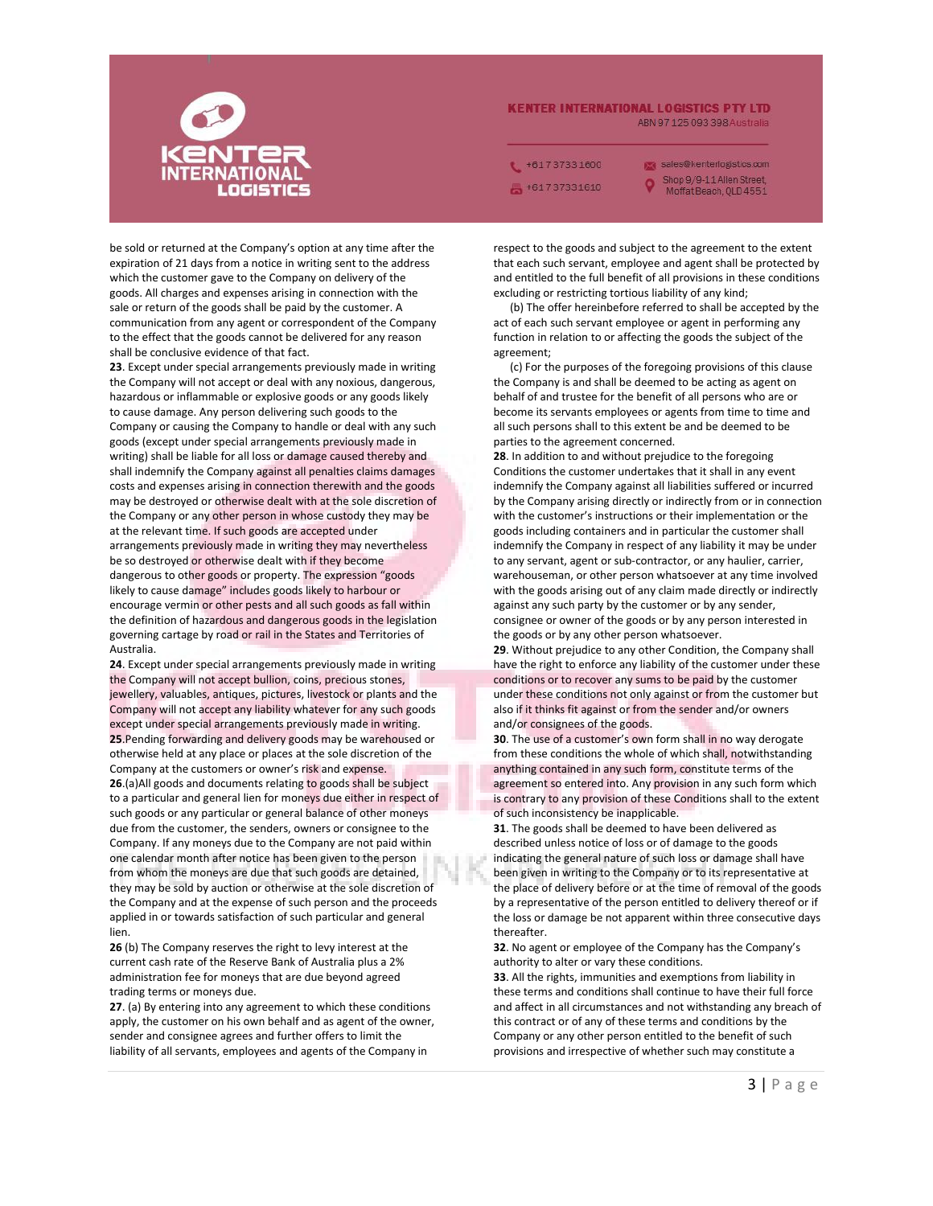be sold or returned at the Company's option at any time after the expiration of 21 days from a notice in writing sent to the address which the customer gave to the Company on delivery of the goods. All charges and expenses arising in connection with the sale or return of the goods shall be paid by the customer. A communication from any agent or correspondent of the Company to the effect that the goods cannot be delivered for any reason shall be conclusive evidence of that fact.

**23**. Except under special arrangements previously made in writing the Company will not accept or deal with any noxious, dangerous, hazardous or inflammable or explosive goods or any goods likely to cause damage. Any person delivering such goods to the Company or causing the Company to handle or deal with any such goods (except under special arrangements previously made in writing) shall be liable for all loss or damage caused thereby and shall indemnify the Company against all penalties claims damages costs and expenses arising in connection therewith and the goods may be destroyed or otherwise dealt with at the sole discretion of the Company or any other person in whose custody they may be at the relevant time. If such goods are accepted under arrangements previously made in writing they may nevertheless be so destroyed or otherwise dealt with if they become dangerous to other goods or property. The expression "goods likely to cause damage" includes goods likely to harbour or encourage vermin or other pests and all such goods as fall within the definition of hazardous and dangerous goods in the legislation governing cartage by road or rail in the States and Territories of Australia.

**24**. Except under special arrangements previously made in writing the Company will not accept bullion, coins, precious stones, jewellery, valuables, antiques, pictures, livestock or plants and the Company will not accept any liability whatever for any such goods except under special arrangements previously made in writing.

**25**.Pending forwarding and delivery goods may be warehoused or otherwise held at any place or places at the sole discretion of the Company at the customers or owner's risk and expense.

**26**.(a)All goods and documents relating to goods shall be subject to a particular and general lien for moneys due either in respect of such goods or any particular or general balance of other moneys due from the customer, the senders, owners or consignee to the Company. If any moneys due to the Company are not paid within one calendar month after notice has been given to the person from whom the moneys are due that such goods are detained, they may be sold by auction or otherwise at the sole discretion of the Company and at the expense of such person and the proceeds applied in or towards satisfaction of such particular and general lien.

**26** (b) The Company reserves the right to levy interest at the current cash rate of the Reserve Bank of Australia plus a 2% administration fee for moneys that are due beyond agreed trading terms or moneys due.

**27**. (a) By entering into any agreement to which these conditions apply, the customer on his own behalf and as agent of the owner, sender and consignee agrees and further offers to limit the liability of all servants, employees and agents of the Company in respect to the goods and subject to the agreement to the extent that each such servant, employee and agent shall be protected by and entitled to the full benefit of all provisions in these conditions excluding or restricting tortious liability of any kind;

(b) The offer hereinbefore referred to shall be accepted by the act of each such servant employee or agent in performing any function in relation to or affecting the goods the subject of the agreement;

(c) For the purposes of the foregoing provisions of this clause the Company is and shall be deemed to be acting as agent on behalf of and trustee for the benefit of all persons who are or become its servants employees or agents from time to time and all such persons shall to this extent be and be deemed to be parties to the agreement concerned.

**28**. In addition to and without prejudice to the foregoing Conditions the customer undertakes that it shall in any event indemnify the Company against all liabilities suffered or incurred by the Company arising directly or indirectly from or in connection with the customer's instructions or their implementation or the goods including containers and in particular the customer shall indemnify the Company in respect of any liability it may be under to any servant, agent or sub-contractor, or any haulier, carrier, warehouseman, or other person whatsoever at any time involved with the goods arising out of any claim made directly or indirectly against any such party by the customer or by any sender, consignee or owner of the goods or by any person interested in the goods or by any other person whatsoever.

**29**. Without prejudice to any other Condition, the Company shall have the right to enforce any liability of the customer under these conditions or to recover any sums to be paid by the customer under these conditions not only against or from the customer but also if it thinks fit against or from the sender and/or owners and/or consignees of the goods.

**30**. The use of a customer's own form shall in no way derogate from these conditions the whole of which shall, notwithstanding anything contained in any such form, constitute terms of the agreement so entered into. Any provision in any such form which is contrary to any provision of these Conditions shall to the extent of such inconsistency be inapplicable.

**31**. The goods shall be deemed to have been delivered as described unless notice of loss or of damage to the goods indicating the general nature of such loss or damage shall have been given in writing to the Company or to its representative at the place of delivery before or at the time of removal of the goods by a representative of the person entitled to delivery thereof or if the loss or damage be not apparent within three consecutive days thereafter.

**32**. No agent or employee of the Company has the Company's authority to alter or vary these conditions.

**33**. All the rights, immunities and exemptions from liability in these terms and conditions shall continue to have their full force and affect in all circumstances and not withstanding any breach of this contract or of any of these terms and conditions by the Company or any other person entitled to the benefit of such provisions and irrespective of whether such may constitute a